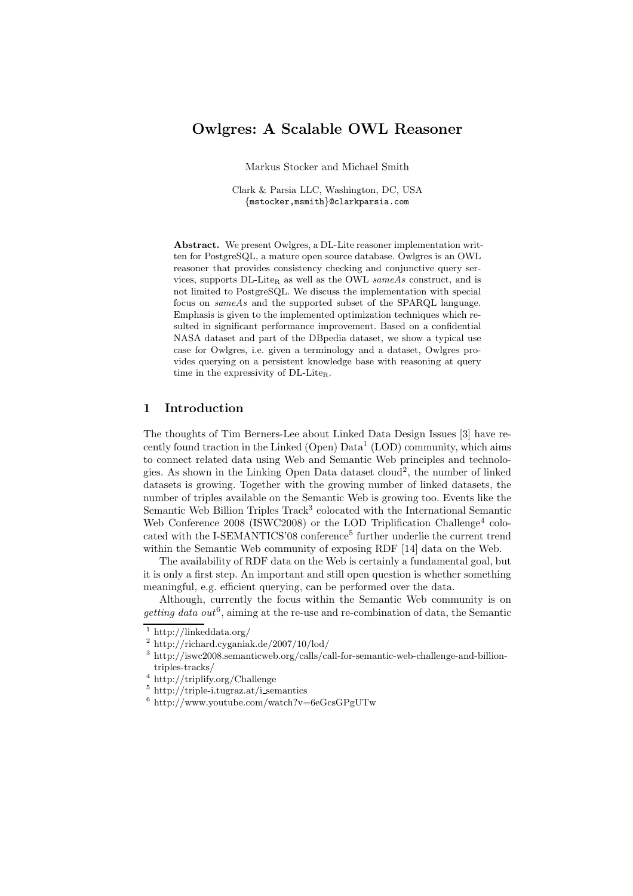# Owlgres: A Scalable OWL Reasoner

Markus Stocker and Michael Smith

Clark & Parsia LLC, Washington, DC, USA
{mstocker,msmith}@clarkparsia.com

**Abstract.** We present Owlgres, a DL-Lite reasoner implementation written for PostgreSQL, a mature open source database. Owlgres is an OWL reasoner that provides consistency checking and conjunctive query services, supports DL-Lite$_\mathrm{R}$ as well as the OWL *sameAs* construct, and is not limited to PostgreSQL. We discuss the implementation with special focus on *sameAs* and the supported subset of the SPARQL language. Emphasis is given to the implemented optimization techniques which resulted in significant performance improvement. Based on a confidential NASA dataset and part of the DBpedia dataset, we show a typical use case for Owlgres, i.e. given a terminology and a dataset, Owlgres provides querying on a persistent knowledge base with reasoning at query time in the expressivity of DL-Lite$_\mathrm{R}$.

## 1 Introduction

The thoughts of Tim Berners-Lee about Linked Data Design Issues [3] have recently found traction in the Linked (Open) Data[1] (LOD) community, which aims to connect related data using Web and Semantic Web principles and technologies. As shown in the Linking Open Data dataset cloud[2], the number of linked datasets is growing. Together with the growing number of linked datasets, the number of triples available on the Semantic Web is growing too. Events like the Semantic Web Billion Triples Track[3] colocated with the International Semantic Web Conference 2008 (ISWC2008) or the LOD Triplification Challenge[4] colocated with the I-SEMANTICS'08 conference[5] further underlie the current trend within the Semantic Web community of exposing RDF [14] data on the Web.

The availability of RDF data on the Web is certainly a fundamental goal, but it is only a first step. An important and still open question is whether something meaningful, e.g. efficient querying, can be performed over the data.

Although, currently the focus within the Semantic Web community is on *getting data out*[6], aiming at the re-use and re-combination of data, the Semantic

[1] http://linkeddata.org/
[2] http://richard.cyganiak.de/2007/10/lod/
[3] http://iswc2008.semanticweb.org/calls/call-for-semantic-web-challenge-and-billion-triples-tracks/
[4] http://triplify.org/Challenge
[5] http://triple-i.tugraz.at/i_semantics
[6] http://www.youtube.com/watch?v=6eGcsGPgUTw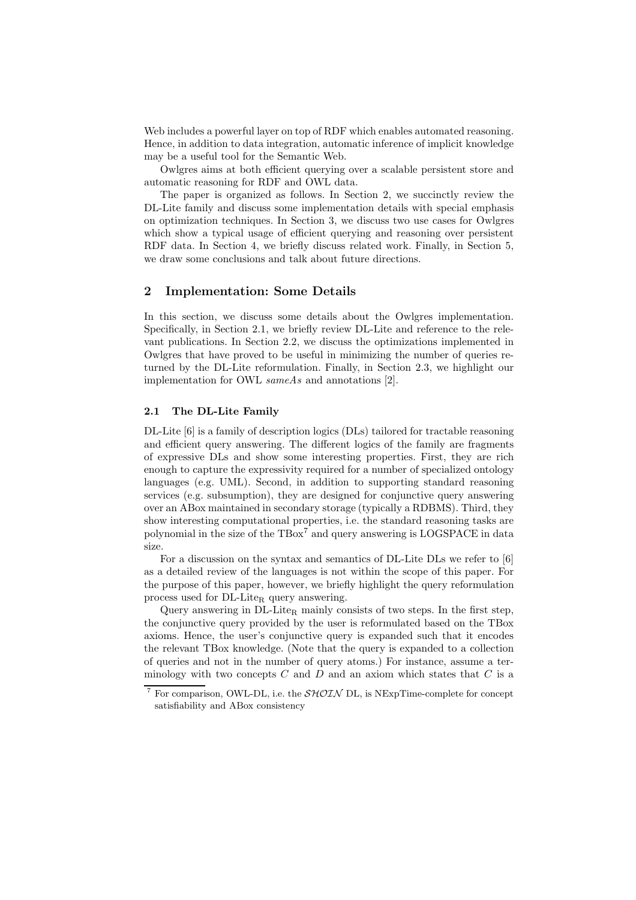Web includes a powerful layer on top of RDF which enables automated reasoning. Hence, in addition to data integration, automatic inference of implicit knowledge may be a useful tool for the Semantic Web.

Owlgres aims at both efficient querying over a scalable persistent store and automatic reasoning for RDF and OWL data.

The paper is organized as follows. In Section 2, we succinctly review the DL-Lite family and discuss some implementation details with special emphasis on optimization techniques. In Section 3, we discuss two use cases for Owlgres which show a typical usage of efficient querying and reasoning over persistent RDF data. In Section 4, we briefly discuss related work. Finally, in Section 5, we draw some conclusions and talk about future directions.

## 2 Implementation: Some Details

In this section, we discuss some details about the Owlgres implementation. Specifically, in Section 2.1, we briefly review DL-Lite and reference to the relevant publications. In Section 2.2, we discuss the optimizations implemented in Owlgres that have proved to be useful in minimizing the number of queries returned by the DL-Lite reformulation. Finally, in Section 2.3, we highlight our implementation for OWL *sameAs* and annotations [2].

### 2.1 The DL-Lite Family

DL-Lite [6] is a family of description logics (DLs) tailored for tractable reasoning and efficient query answering. The different logics of the family are fragments of expressive DLs and show some interesting properties. First, they are rich enough to capture the expressivity required for a number of specialized ontology languages (e.g. UML). Second, in addition to supporting standard reasoning services (e.g. subsumption), they are designed for conjunctive query answering over an ABox maintained in secondary storage (typically a RDBMS). Third, they show interesting computational properties, i.e. the standard reasoning tasks are polynomial in the size of the TBox[7] and query answering is LOGSPACE in data size.

For a discussion on the syntax and semantics of DL-Lite DLs we refer to [6] as a detailed review of the languages is not within the scope of this paper. For the purpose of this paper, however, we briefly highlight the query reformulation process used for DL-Lite$_{\mathrm{R}}$ query answering.

Query answering in DL-Lite$_{\mathrm{R}}$ mainly consists of two steps. In the first step, the conjunctive query provided by the user is reformulated based on the TBox axioms. Hence, the user's conjunctive query is expanded such that it encodes the relevant TBox knowledge. (Note that the query is expanded to a collection of queries and not in the number of query atoms.) For instance, assume a terminology with two concepts $C$ and $D$ and an axiom which states that $C$ is a

[7] For comparison, OWL-DL, i.e. the $\mathcal{SHOIN}$ DL, is NExpTime-complete for concept satisfiability and ABox consistency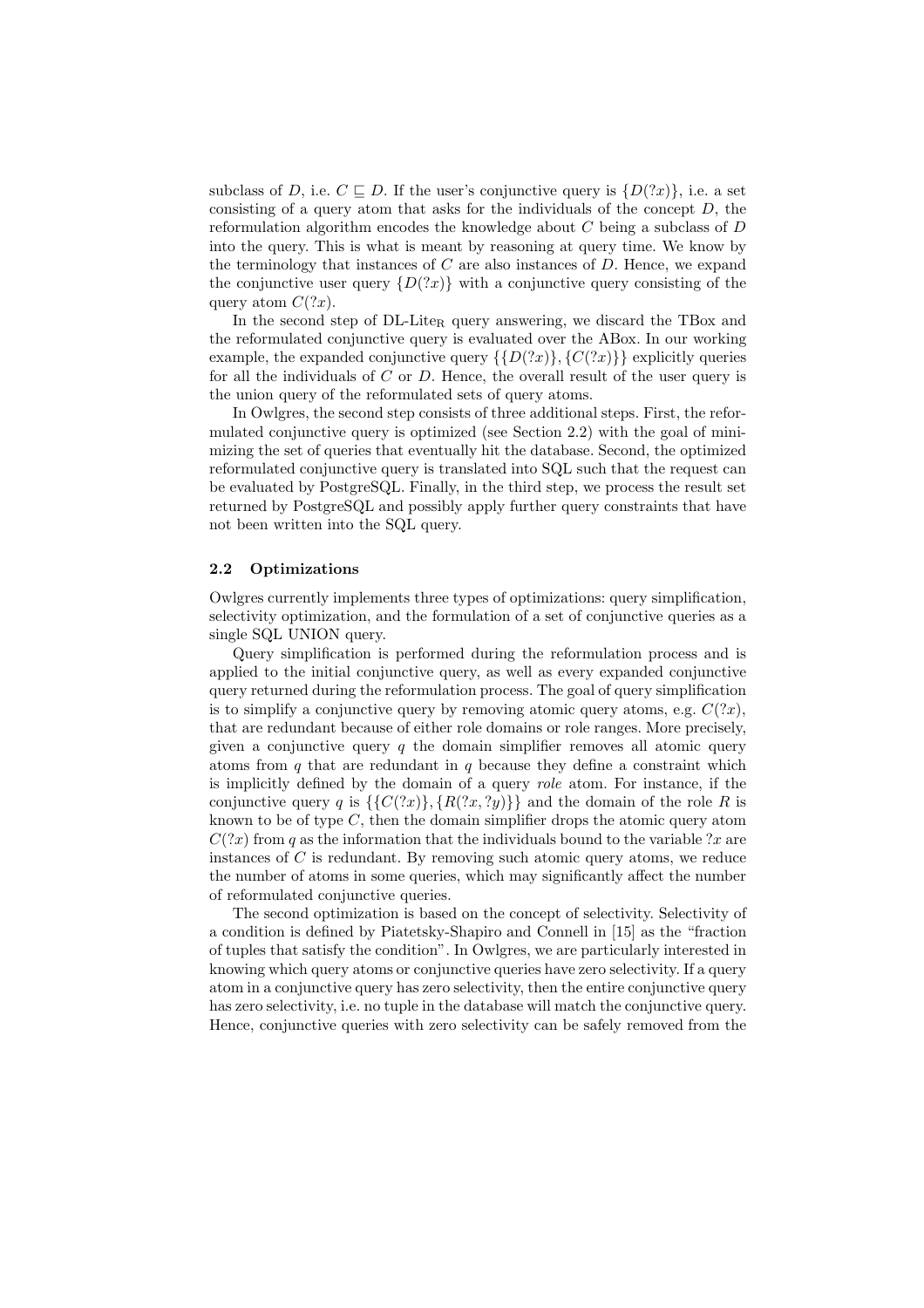subclass of $D$, i.e. $C \sqsubseteq D$. If the user's conjunctive query is $\{D(?x)\}$, i.e. a set consisting of a query atom that asks for the individuals of the concept $D$, the reformulation algorithm encodes the knowledge about $C$ being a subclass of $D$ into the query. This is what is meant by reasoning at query time. We know by the terminology that instances of $C$ are also instances of $D$. Hence, we expand the conjunctive user query $\{D(?x)\}$ with a conjunctive query consisting of the query atom $C(?x)$.

In the second step of DL-Lite$_{\mathrm{R}}$ query answering, we discard the TBox and the reformulated conjunctive query is evaluated over the ABox. In our working example, the expanded conjunctive query $\{\{D(?x)\}, \{C(?x)\}\}$ explicitly queries for all the individuals of $C$ or $D$. Hence, the overall result of the user query is the union query of the reformulated sets of query atoms.

In Owlgres, the second step consists of three additional steps. First, the reformulated conjunctive query is optimized (see Section 2.2) with the goal of minimizing the set of queries that eventually hit the database. Second, the optimized reformulated conjunctive query is translated into SQL such that the request can be evaluated by PostgreSQL. Finally, in the third step, we process the result set returned by PostgreSQL and possibly apply further query constraints that have not been written into the SQL query.

### 2.2 Optimizations

Owlgres currently implements three types of optimizations: query simplification, selectivity optimization, and the formulation of a set of conjunctive queries as a single SQL UNION query.

Query simplification is performed during the reformulation process and is applied to the initial conjunctive query, as well as every expanded conjunctive query returned during the reformulation process. The goal of query simplification is to simplify a conjunctive query by removing atomic query atoms, e.g. $C(?x)$, that are redundant because of either role domains or role ranges. More precisely, given a conjunctive query $q$ the domain simplifier removes all atomic query atoms from $q$ that are redundant in $q$ because they define a constraint which is implicitly defined by the domain of a query *role* atom. For instance, if the conjunctive query $q$ is $\{\{C(?x)\}, \{R(?x, ?y)\}\}$ and the domain of the role $R$ is known to be of type $C$, then the domain simplifier drops the atomic query atom $C(?x)$ from $q$ as the information that the individuals bound to the variable $?x$ are instances of $C$ is redundant. By removing such atomic query atoms, we reduce the number of atoms in some queries, which may significantly affect the number of reformulated conjunctive queries.

The second optimization is based on the concept of selectivity. Selectivity of a condition is defined by Piatetsky-Shapiro and Connell in [15] as the "fraction of tuples that satisfy the condition". In Owlgres, we are particularly interested in knowing which query atoms or conjunctive queries have zero selectivity. If a query atom in a conjunctive query has zero selectivity, then the entire conjunctive query has zero selectivity, i.e. no tuple in the database will match the conjunctive query. Hence, conjunctive queries with zero selectivity can be safely removed from the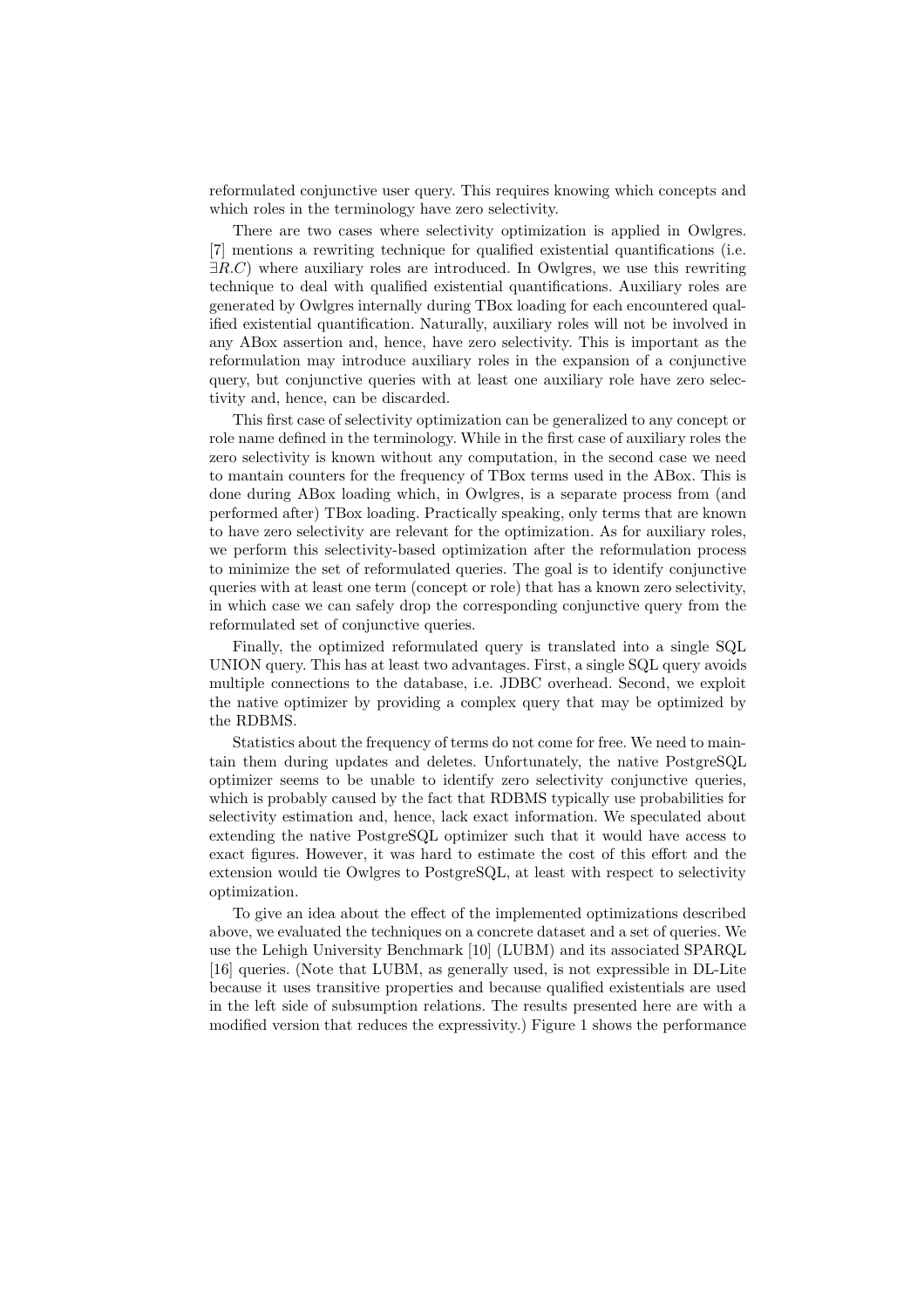reformulated conjunctive user query. This requires knowing which concepts and which roles in the terminology have zero selectivity.

There are two cases where selectivity optimization is applied in Owlgres. [7] mentions a rewriting technique for qualified existential quantifications (i.e. $\exists R.C$) where auxiliary roles are introduced. In Owlgres, we use this rewriting technique to deal with qualified existential quantifications. Auxiliary roles are generated by Owlgres internally during TBox loading for each encountered qualified existential quantification. Naturally, auxiliary roles will not be involved in any ABox assertion and, hence, have zero selectivity. This is important as the reformulation may introduce auxiliary roles in the expansion of a conjunctive query, but conjunctive queries with at least one auxiliary role have zero selectivity and, hence, can be discarded.

This first case of selectivity optimization can be generalized to any concept or role name defined in the terminology. While in the first case of auxiliary roles the zero selectivity is known without any computation, in the second case we need to mantain counters for the frequency of TBox terms used in the ABox. This is done during ABox loading which, in Owlgres, is a separate process from (and performed after) TBox loading. Practically speaking, only terms that are known to have zero selectivity are relevant for the optimization. As for auxiliary roles, we perform this selectivity-based optimization after the reformulation process to minimize the set of reformulated queries. The goal is to identify conjunctive queries with at least one term (concept or role) that has a known zero selectivity, in which case we can safely drop the corresponding conjunctive query from the reformulated set of conjunctive queries.

Finally, the optimized reformulated query is translated into a single SQL UNION query. This has at least two advantages. First, a single SQL query avoids multiple connections to the database, i.e. JDBC overhead. Second, we exploit the native optimizer by providing a complex query that may be optimized by the RDBMS.

Statistics about the frequency of terms do not come for free. We need to maintain them during updates and deletes. Unfortunately, the native PostgreSQL optimizer seems to be unable to identify zero selectivity conjunctive queries, which is probably caused by the fact that RDBMS typically use probabilities for selectivity estimation and, hence, lack exact information. We speculated about extending the native PostgreSQL optimizer such that it would have access to exact figures. However, it was hard to estimate the cost of this effort and the extension would tie Owlgres to PostgreSQL, at least with respect to selectivity optimization.

To give an idea about the effect of the implemented optimizations described above, we evaluated the techniques on a concrete dataset and a set of queries. We use the Lehigh University Benchmark [10] (LUBM) and its associated SPARQL [16] queries. (Note that LUBM, as generally used, is not expressible in DL-Lite because it uses transitive properties and because qualified existentials are used in the left side of subsumption relations. The results presented here are with a modified version that reduces the expressivity.) Figure 1 shows the performance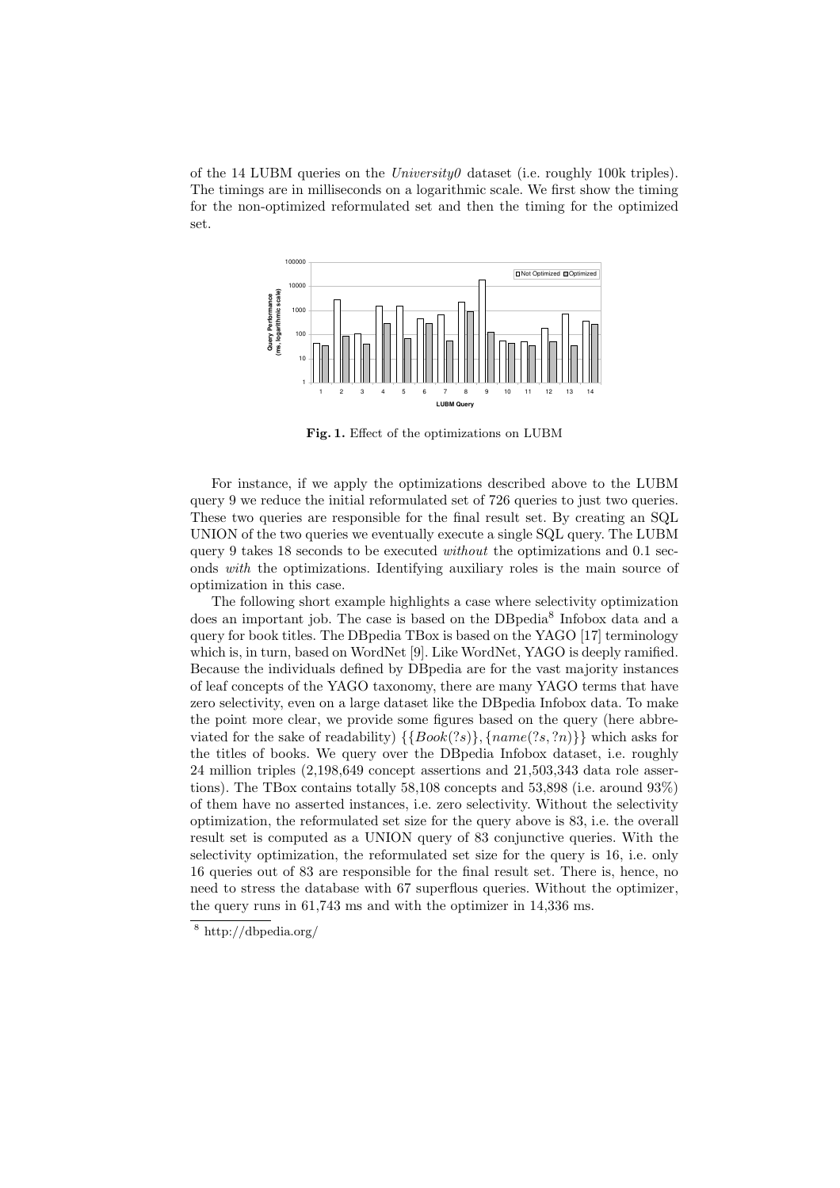of the 14 LUBM queries on the *University0* dataset (i.e. roughly 100k triples). The timings are in milliseconds on a logarithmic scale. We first show the timing for the non-optimized reformulated set and then the timing for the optimized set.

**Fig. 1.** Effect of the optimizations on LUBM

For instance, if we apply the optimizations described above to the LUBM query 9 we reduce the initial reformulated set of 726 queries to just two queries. These two queries are responsible for the final result set. By creating an SQL UNION of the two queries we eventually execute a single SQL query. The LUBM query 9 takes 18 seconds to be executed *without* the optimizations and 0.1 seconds *with* the optimizations. Identifying auxiliary roles is the main source of optimization in this case.

The following short example highlights a case where selectivity optimization does an important job. The case is based on the DBpedia[8] Infobox data and a query for book titles. The DBpedia TBox is based on the YAGO [17] terminology which is, in turn, based on WordNet [9]. Like WordNet, YAGO is deeply ramified. Because the individuals defined by DBpedia are for the vast majority instances of leaf concepts of the YAGO taxonomy, there are many YAGO terms that have zero selectivity, even on a large dataset like the DBpedia Infobox data. To make the point more clear, we provide some figures based on the query (here abbreviated for the sake of readability) $\{\{Book(?s)\}, \{name(?s, ?n)\}\}$ which asks for the titles of books. We query over the DBpedia Infobox dataset, i.e. roughly 24 million triples (2,198,649 concept assertions and 21,503,343 data role assertions). The TBox contains totally 58,108 concepts and 53,898 (i.e. around 93%) of them have no asserted instances, i.e. zero selectivity. Without the selectivity optimization, the reformulated set size for the query above is 83, i.e. the overall result set is computed as a UNION query of 83 conjunctive queries. With the selectivity optimization, the reformulated set size for the query is 16, i.e. only 16 queries out of 83 are responsible for the final result set. There is, hence, no need to stress the database with 67 superflous queries. Without the optimizer, the query runs in 61,743 ms and with the optimizer in 14,336 ms.

[8] http://dbpedia.org/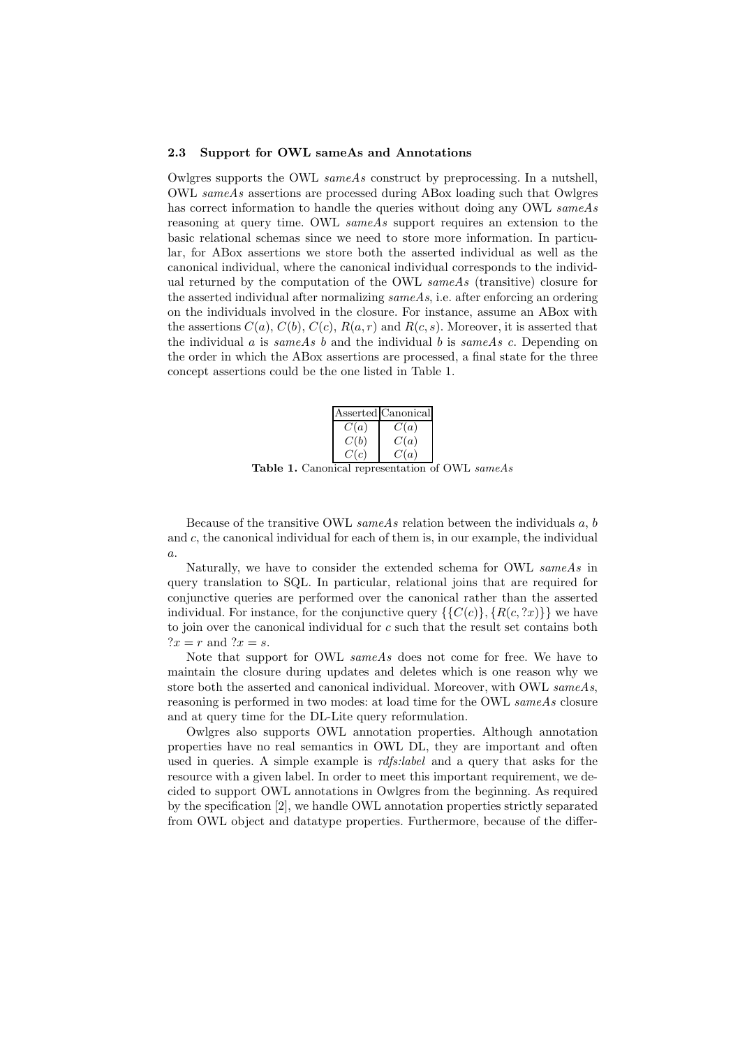### 2.3 Support for OWL sameAs and Annotations

Owlgres supports the OWL *sameAs* construct by preprocessing. In a nutshell, OWL *sameAs* assertions are processed during ABox loading such that Owlgres has correct information to handle the queries without doing any OWL *sameAs* reasoning at query time. OWL *sameAs* support requires an extension to the basic relational schemas since we need to store more information. In particular, for ABox assertions we store both the asserted individual as well as the canonical individual, where the canonical individual corresponds to the individual returned by the computation of the OWL *sameAs* (transitive) closure for the asserted individual after normalizing *sameAs*, i.e. after enforcing an ordering on the individuals involved in the closure. For instance, assume an ABox with the assertions $C(a)$, $C(b)$, $C(c)$, $R(a, r)$ and $R(c, s)$. Moreover, it is asserted that the individual $a$ is *sameAs* $b$ and the individual $b$ is *sameAs* $c$. Depending on the order in which the ABox assertions are processed, a final state for the three concept assertions could be the one listed in Table 1.

| Asserted | Canonical |
|---|---|
| $C(a)$ | $C(a)$ |
| $C(b)$ | $C(a)$ |
| $C(c)$ | $C(a)$ |

**Table 1.** Canonical representation of OWL *sameAs*

Because of the transitive OWL *sameAs* relation between the individuals $a$, $b$ and $c$, the canonical individual for each of them is, in our example, the individual $a$.

Naturally, we have to consider the extended schema for OWL *sameAs* in query translation to SQL. In particular, relational joins that are required for conjunctive queries are performed over the canonical rather than the asserted individual. For instance, for the conjunctive query $\{\{C(c)\}, \{R(c, ?x)\}\}$ we have to join over the canonical individual for $c$ such that the result set contains both $?x = r$ and $?x = s$.

Note that support for OWL *sameAs* does not come for free. We have to maintain the closure during updates and deletes which is one reason why we store both the asserted and canonical individual. Moreover, with OWL *sameAs*, reasoning is performed in two modes: at load time for the OWL *sameAs* closure and at query time for the DL-Lite query reformulation.

Owlgres also supports OWL annotation properties. Although annotation properties have no real semantics in OWL DL, they are important and often used in queries. A simple example is *rdfs:label* and a query that asks for the resource with a given label. In order to meet this important requirement, we decided to support OWL annotations in Owlgres from the beginning. As required by the specification [2], we handle OWL annotation properties strictly separated from OWL object and datatype properties. Furthermore, because of the differ-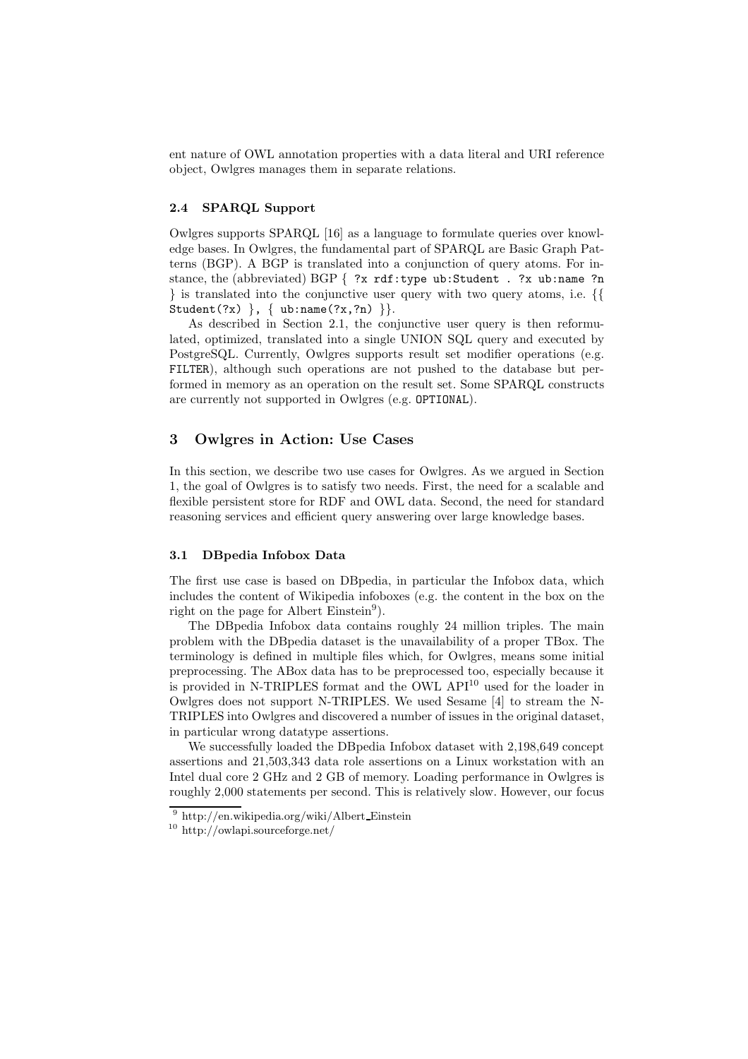ent nature of OWL annotation properties with a data literal and URI reference object, Owlgres manages them in separate relations.

### 2.4 SPARQL Support

Owlgres supports SPARQL [16] as a language to formulate queries over knowledge bases. In Owlgres, the fundamental part of SPARQL are Basic Graph Patterns (BGP). A BGP is translated into a conjunction of query atoms. For instance, the (abbreviated) BGP { `?x rdf:type ub:Student . ?x ub:name ?n` } is translated into the conjunctive user query with two query atoms, i.e. {{ `Student(?x)` }, { `ub:name(?x,?n)` }}.

As described in Section 2.1, the conjunctive user query is then reformulated, optimized, translated into a single UNION SQL query and executed by PostgreSQL. Currently, Owlgres supports result set modifier operations (e.g. `FILTER`), although such operations are not pushed to the database but performed in memory as an operation on the result set. Some SPARQL constructs are currently not supported in Owlgres (e.g. `OPTIONAL`).

## 3 Owlgres in Action: Use Cases

In this section, we describe two use cases for Owlgres. As we argued in Section 1, the goal of Owlgres is to satisfy two needs. First, the need for a scalable and flexible persistent store for RDF and OWL data. Second, the need for standard reasoning services and efficient query answering over large knowledge bases.

### 3.1 DBpedia Infobox Data

The first use case is based on DBpedia, in particular the Infobox data, which includes the content of Wikipedia infoboxes (e.g. the content in the box on the right on the page for Albert Einstein[9]).

The DBpedia Infobox data contains roughly 24 million triples. The main problem with the DBpedia dataset is the unavailability of a proper TBox. The terminology is defined in multiple files which, for Owlgres, means some initial preprocessing. The ABox data has to be preprocessed too, especially because it is provided in N-TRIPLES format and the OWL API[10] used for the loader in Owlgres does not support N-TRIPLES. We used Sesame [4] to stream the N-TRIPLES into Owlgres and discovered a number of issues in the original dataset, in particular wrong datatype assertions.

We successfully loaded the DBpedia Infobox dataset with 2,198,649 concept assertions and 21,503,343 data role assertions on a Linux workstation with an Intel dual core 2 GHz and 2 GB of memory. Loading performance in Owlgres is roughly 2,000 statements per second. This is relatively slow. However, our focus

[9] http://en.wikipedia.org/wiki/Albert_Einstein

[10] http://owlapi.sourceforge.net/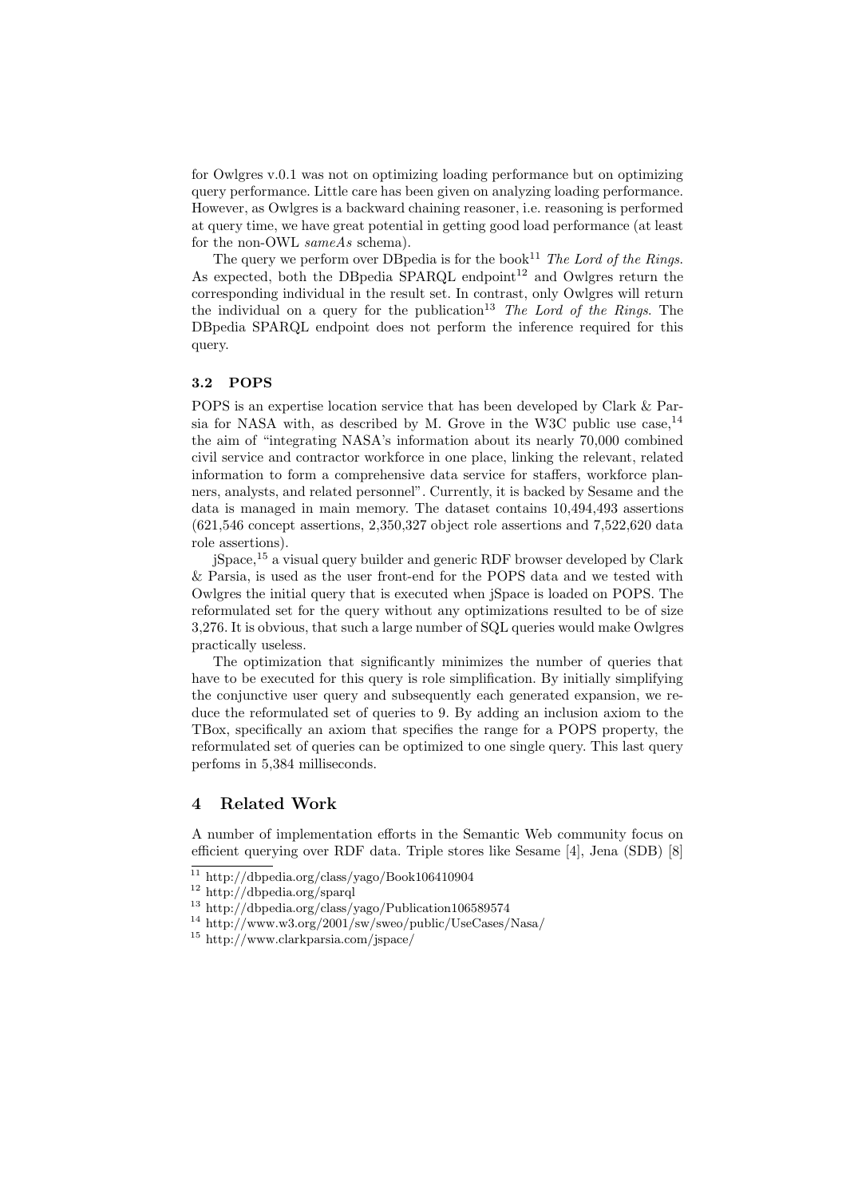for Owlgres v.0.1 was not on optimizing loading performance but on optimizing query performance. Little care has been given on analyzing loading performance. However, as Owlgres is a backward chaining reasoner, i.e. reasoning is performed at query time, we have great potential in getting good load performance (at least for the non-OWL *sameAs* schema).

The query we perform over DBpedia is for the book[11] *The Lord of the Rings*. As expected, both the DBpedia SPARQL endpoint[12] and Owlgres return the corresponding individual in the result set. In contrast, only Owlgres will return the individual on a query for the publication[13] *The Lord of the Rings*. The DBpedia SPARQL endpoint does not perform the inference required for this query.

### 3.2 POPS

POPS is an expertise location service that has been developed by Clark & Parsia for NASA with, as described by M. Grove in the W3C public use case,[14] the aim of "integrating NASA's information about its nearly 70,000 combined civil service and contractor workforce in one place, linking the relevant, related information to form a comprehensive data service for staffers, workforce planners, analysts, and related personnel". Currently, it is backed by Sesame and the data is managed in main memory. The dataset contains 10,494,493 assertions (621,546 concept assertions, 2,350,327 object role assertions and 7,522,620 data role assertions).

jSpace,[15] a visual query builder and generic RDF browser developed by Clark & Parsia, is used as the user front-end for the POPS data and we tested with Owlgres the initial query that is executed when jSpace is loaded on POPS. The reformulated set for the query without any optimizations resulted to be of size 3,276. It is obvious, that such a large number of SQL queries would make Owlgres practically useless.

The optimization that significantly minimizes the number of queries that have to be executed for this query is role simplification. By initially simplifying the conjunctive user query and subsequently each generated expansion, we reduce the reformulated set of queries to 9. By adding an inclusion axiom to the TBox, specifically an axiom that specifies the range for a POPS property, the reformulated set of queries can be optimized to one single query. This last query perfoms in 5,384 milliseconds.

## 4 Related Work

A number of implementation efforts in the Semantic Web community focus on efficient querying over RDF data. Triple stores like Sesame [4], Jena (SDB) [8]

[11] http://dbpedia.org/class/yago/Book106410904

[12] http://dbpedia.org/sparql

[13] http://dbpedia.org/class/yago/Publication106589574

[14] http://www.w3.org/2001/sw/sweo/public/UseCases/Nasa/

[15] http://www.clarkparsia.com/jspace/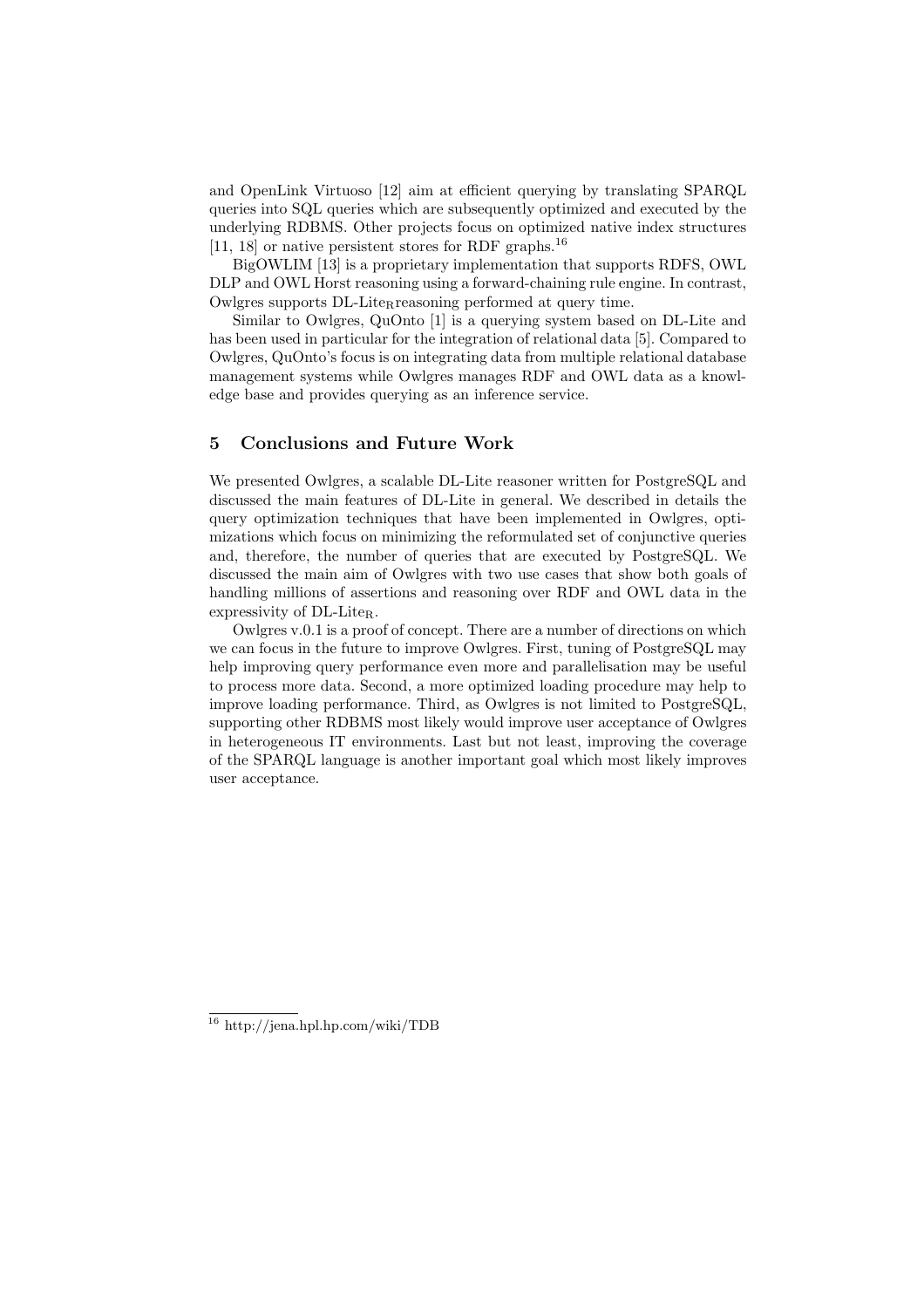and OpenLink Virtuoso [12] aim at efficient querying by translating SPARQL queries into SQL queries which are subsequently optimized and executed by the underlying RDBMS. Other projects focus on optimized native index structures [11, 18] or native persistent stores for RDF graphs.[16]

BigOWLIM [13] is a proprietary implementation that supports RDFS, OWL DLP and OWL Horst reasoning using a forward-chaining rule engine. In contrast, Owlgres supports DL-Lite$_{\mathrm{R}}$reasoning performed at query time.

Similar to Owlgres, QuOnto [1] is a querying system based on DL-Lite and has been used in particular for the integration of relational data [5]. Compared to Owlgres, QuOnto's focus is on integrating data from multiple relational database management systems while Owlgres manages RDF and OWL data as a knowledge base and provides querying as an inference service.

## 5 Conclusions and Future Work

We presented Owlgres, a scalable DL-Lite reasoner written for PostgreSQL and discussed the main features of DL-Lite in general. We described in details the query optimization techniques that have been implemented in Owlgres, optimizations which focus on minimizing the reformulated set of conjunctive queries and, therefore, the number of queries that are executed by PostgreSQL. We discussed the main aim of Owlgres with two use cases that show both goals of handling millions of assertions and reasoning over RDF and OWL data in the expressivity of DL-Lite$_{\mathrm{R}}$.

Owlgres v.0.1 is a proof of concept. There are a number of directions on which we can focus in the future to improve Owlgres. First, tuning of PostgreSQL may help improving query performance even more and parallelisation may be useful to process more data. Second, a more optimized loading procedure may help to improve loading performance. Third, as Owlgres is not limited to PostgreSQL, supporting other RDBMS most likely would improve user acceptance of Owlgres in heterogeneous IT environments. Last but not least, improving the coverage of the SPARQL language is another important goal which most likely improves user acceptance.

[16] http://jena.hpl.hp.com/wiki/TDB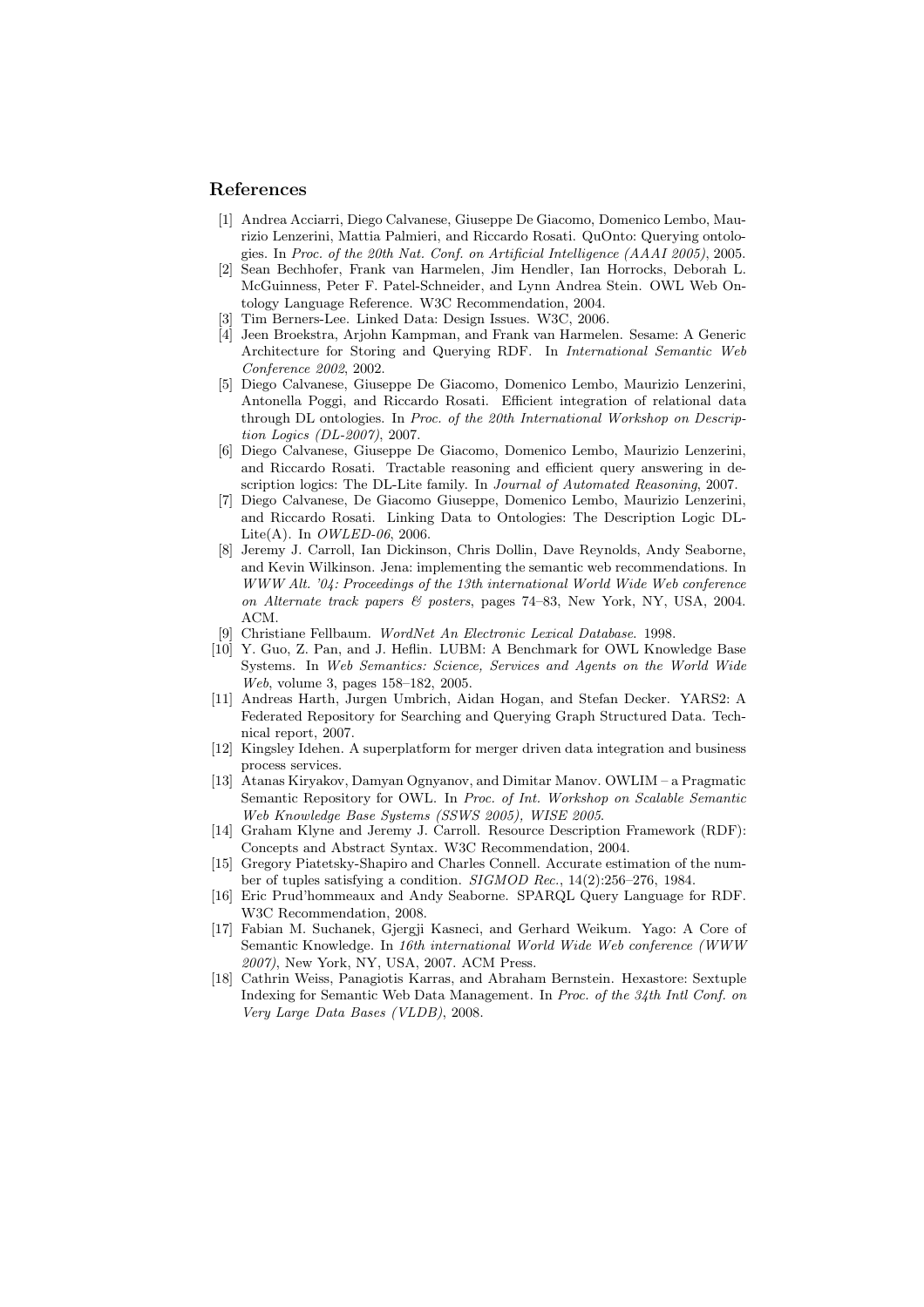## References

[1] Andrea Acciarri, Diego Calvanese, Giuseppe De Giacomo, Domenico Lembo, Maurizio Lenzerini, Mattia Palmieri, and Riccardo Rosati. QuOnto: Querying ontologies. In *Proc. of the 20th Nat. Conf. on Artificial Intelligence (AAAI 2005)*, 2005.

[2] Sean Bechhofer, Frank van Harmelen, Jim Hendler, Ian Horrocks, Deborah L. McGuinness, Peter F. Patel-Schneider, and Lynn Andrea Stein. OWL Web Ontology Language Reference. W3C Recommendation, 2004.

[3] Tim Berners-Lee. Linked Data: Design Issues. W3C, 2006.

[4] Jeen Broekstra, Arjohn Kampman, and Frank van Harmelen. Sesame: A Generic Architecture for Storing and Querying RDF. In *International Semantic Web Conference 2002*, 2002.

[5] Diego Calvanese, Giuseppe De Giacomo, Domenico Lembo, Maurizio Lenzerini, Antonella Poggi, and Riccardo Rosati. Efficient integration of relational data through DL ontologies. In *Proc. of the 20th International Workshop on Description Logics (DL-2007)*, 2007.

[6] Diego Calvanese, Giuseppe De Giacomo, Domenico Lembo, Maurizio Lenzerini, and Riccardo Rosati. Tractable reasoning and efficient query answering in description logics: The DL-Lite family. In *Journal of Automated Reasoning*, 2007.

[7] Diego Calvanese, De Giacomo Giuseppe, Domenico Lembo, Maurizio Lenzerini, and Riccardo Rosati. Linking Data to Ontologies: The Description Logic DL-Lite(A). In *OWLED-06*, 2006.

[8] Jeremy J. Carroll, Ian Dickinson, Chris Dollin, Dave Reynolds, Andy Seaborne, and Kevin Wilkinson. Jena: implementing the semantic web recommendations. In *WWW Alt. '04: Proceedings of the 13th international World Wide Web conference on Alternate track papers & posters*, pages 74–83, New York, NY, USA, 2004. ACM.

[9] Christiane Fellbaum. *WordNet An Electronic Lexical Database*. 1998.

[10] Y. Guo, Z. Pan, and J. Heflin. LUBM: A Benchmark for OWL Knowledge Base Systems. In *Web Semantics: Science, Services and Agents on the World Wide Web*, volume 3, pages 158–182, 2005.

[11] Andreas Harth, Jurgen Umbrich, Aidan Hogan, and Stefan Decker. YARS2: A Federated Repository for Searching and Querying Graph Structured Data. Technical report, 2007.

[12] Kingsley Idehen. A superplatform for merger driven data integration and business process services.

[13] Atanas Kiryakov, Damyan Ognyanov, and Dimitar Manov. OWLIM – a Pragmatic Semantic Repository for OWL. In *Proc. of Int. Workshop on Scalable Semantic Web Knowledge Base Systems (SSWS 2005), WISE 2005*.

[14] Graham Klyne and Jeremy J. Carroll. Resource Description Framework (RDF): Concepts and Abstract Syntax. W3C Recommendation, 2004.

[15] Gregory Piatetsky-Shapiro and Charles Connell. Accurate estimation of the number of tuples satisfying a condition. *SIGMOD Rec.*, 14(2):256–276, 1984.

[16] Eric Prud'hommeaux and Andy Seaborne. SPARQL Query Language for RDF. W3C Recommendation, 2008.

[17] Fabian M. Suchanek, Gjergji Kasneci, and Gerhard Weikum. Yago: A Core of Semantic Knowledge. In *16th international World Wide Web conference (WWW 2007)*, New York, NY, USA, 2007. ACM Press.

[18] Cathrin Weiss, Panagiotis Karras, and Abraham Bernstein. Hexastore: Sextuple Indexing for Semantic Web Data Management. In *Proc. of the 34th Intl Conf. on Very Large Data Bases (VLDB)*, 2008.